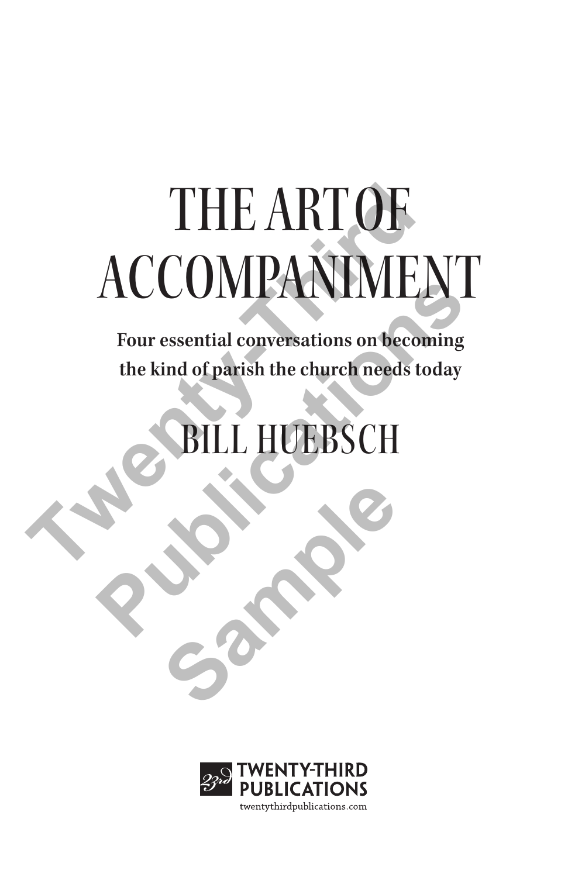# THE ART OF ACCOMPANIMENT

**Four essential conversations on becoming the kind of parish the church needs today**

BILL HUEBSCH

TWENTY-THIRD PUBLICATIONS

twentythirdpublications.com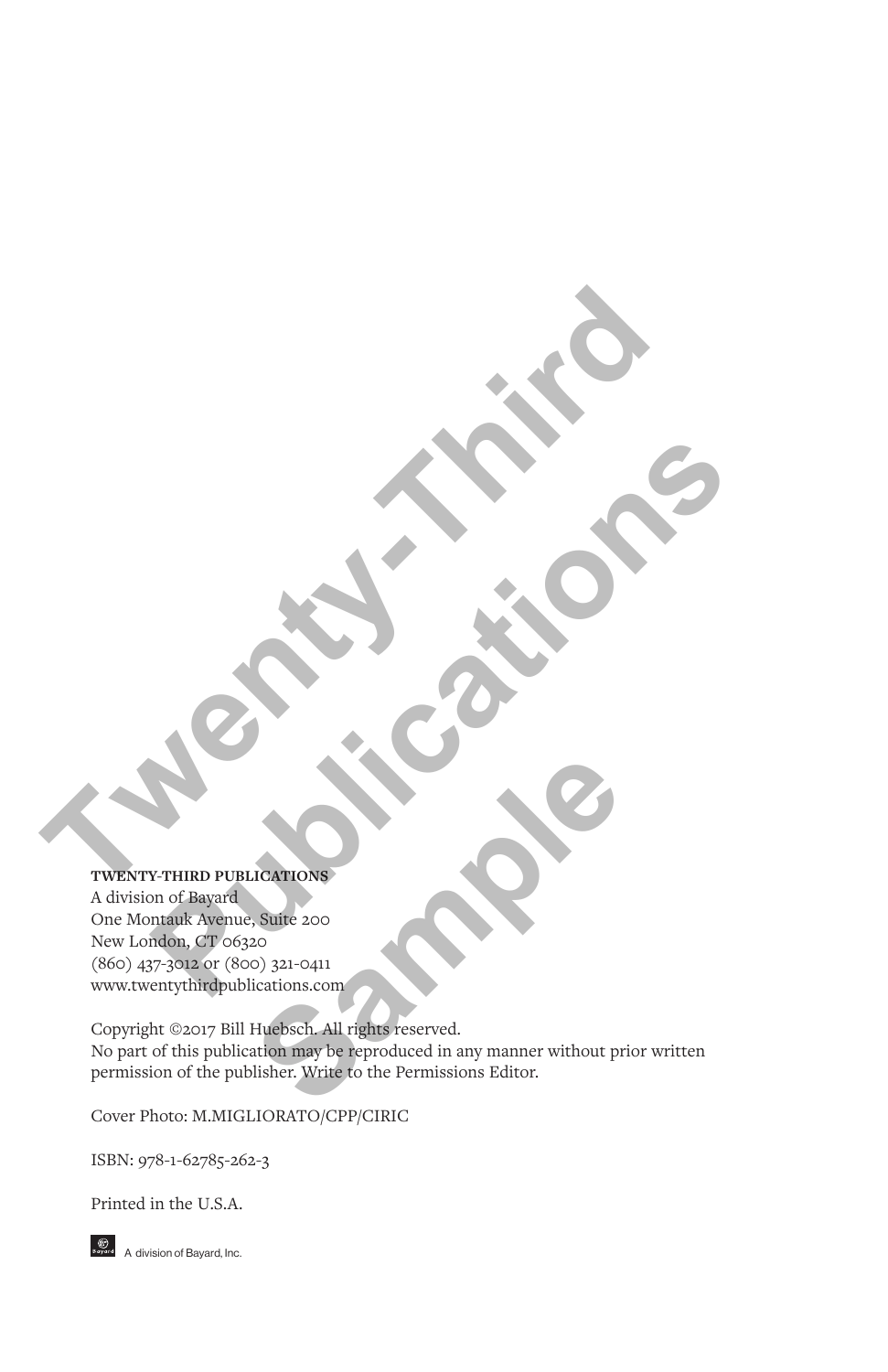**TWENTY-THIRD PUBLICATIONS**
A division of Bayard
One Montauk Avenue, Suite 200
New London, CT 06320
(860) 437-3012 or (800) 321-0411
www.twentythirdpublications.com

Copyright ©2017 Bill Huebsch. All rights reserved.
No part of this publication may be reproduced in any manner without prior written permission of the publisher. Write to the Permissions Editor.

Cover Photo: M.MIGLIORATO/CPP/CIRIC

ISBN: 978-1-62785-262-3

Printed in the U.S.A.

A division of Bayard, Inc.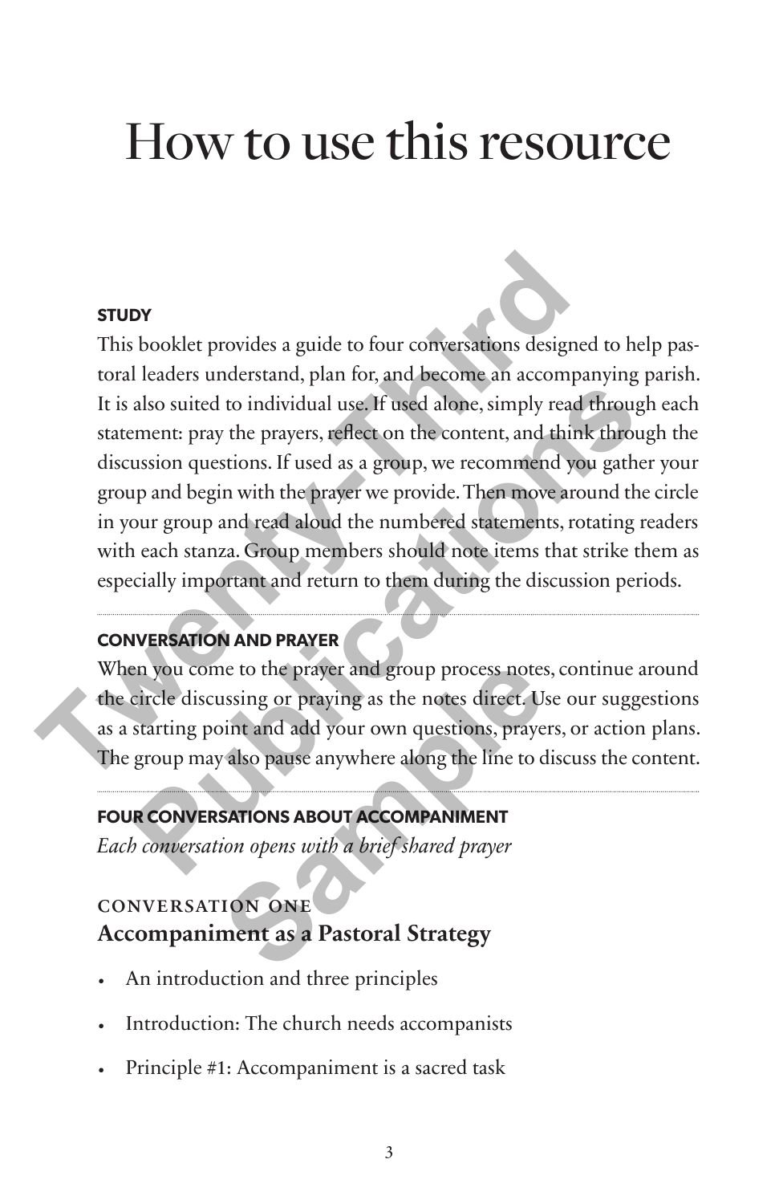# How to use this resource

### STUDY

This booklet provides a guide to four conversations designed to help pastoral leaders understand, plan for, and become an accompanying parish. It is also suited to individual use. If used alone, simply read through each statement: pray the prayers, reflect on the content, and think through the discussion questions. If used as a group, we recommend you gather your group and begin with the prayer we provide. Then move around the circle in your group and read aloud the numbered statements, rotating readers with each stanza. Group members should note items that strike them as especially important and return to them during the discussion periods.

### CONVERSATION AND PRAYER

When you come to the prayer and group process notes, continue around the circle discussing or praying as the notes direct. Use our suggestions as a starting point and add your own questions, prayers, or action plans. The group may also pause anywhere along the line to discuss the content.

### FOUR CONVERSATIONS ABOUT ACCOMPANIMENT

*Each conversation opens with a brief shared prayer*

CONVERSATION ONE
**Accompaniment as a Pastoral Strategy**

- An introduction and three principles
- Introduction: The church needs accompanists
- Principle #1: Accompaniment is a sacred task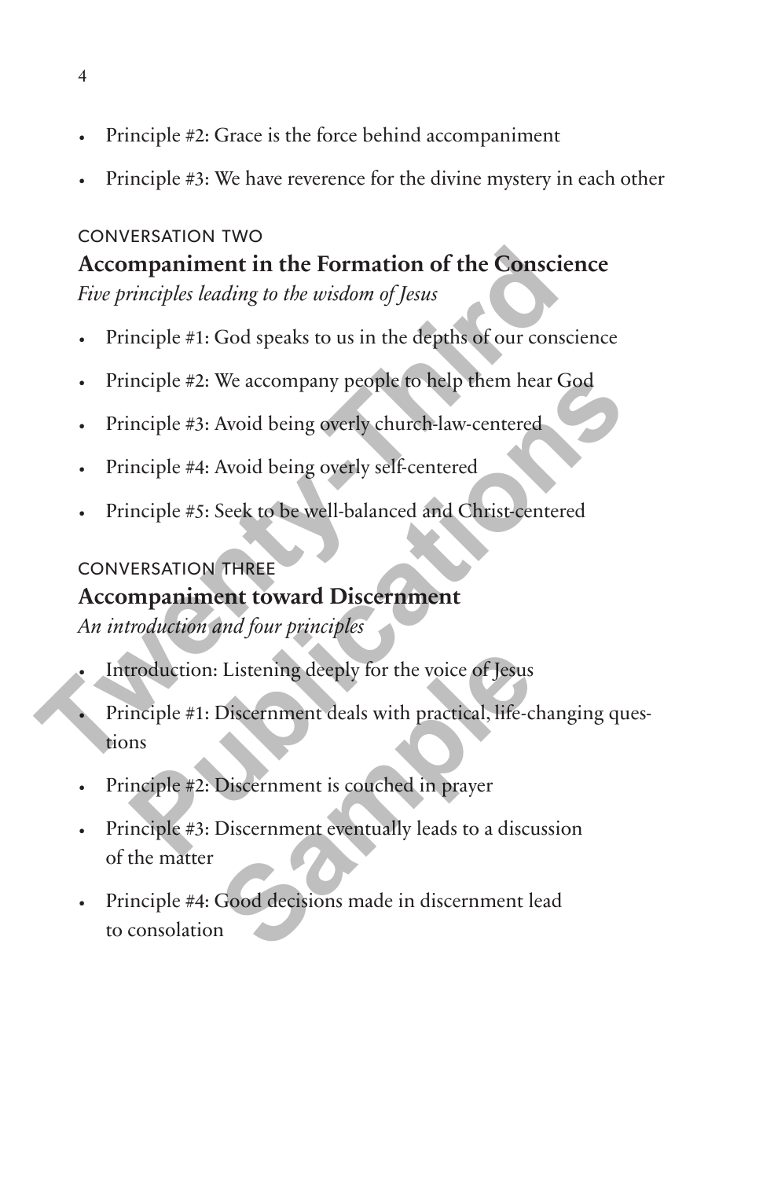- Principle #2: Grace is the force behind accompaniment
- Principle #3: We have reverence for the divine mystery in each other

CONVERSATION TWO

## Accompaniment in the Formation of the Conscience

*Five principles leading to the wisdom of Jesus*

- Principle #1: God speaks to us in the depths of our conscience
- Principle #2: We accompany people to help them hear God
- Principle #3: Avoid being overly church-law-centered
- Principle #4: Avoid being overly self-centered
- Principle #5: Seek to be well-balanced and Christ-centered

CONVERSATION THREE

## Accompaniment toward Discernment

*An introduction and four principles*

- Introduction: Listening deeply for the voice of Jesus
- Principle #1: Discernment deals with practical, life-changing questions
- Principle #2: Discernment is couched in prayer
- Principle #3: Discernment eventually leads to a discussion of the matter
- Principle #4: Good decisions made in discernment lead to consolation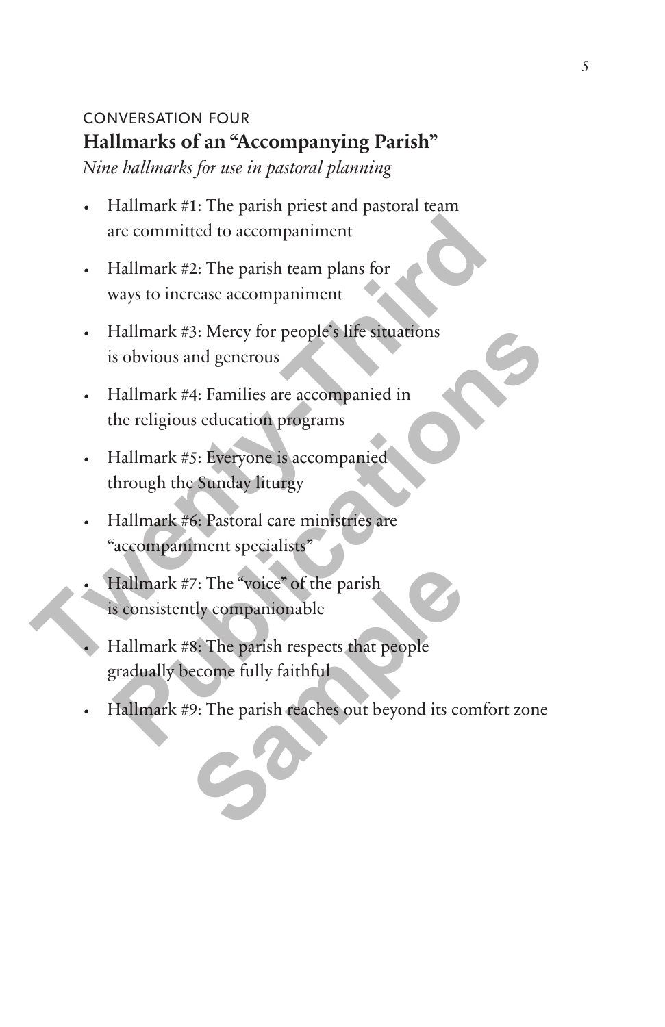CONVERSATION FOUR

## Hallmarks of an "Accompanying Parish"

*Nine hallmarks for use in pastoral planning*

- Hallmark #1: The parish priest and pastoral team are committed to accompaniment
- Hallmark #2: The parish team plans for ways to increase accompaniment
- Hallmark #3: Mercy for people's life situations is obvious and generous
- Hallmark #4: Families are accompanied in the religious education programs
- Hallmark #5: Everyone is accompanied through the Sunday liturgy
- Hallmark #6: Pastoral care ministries are "accompaniment specialists"
- Hallmark #7: The "voice" of the parish is consistently companionable
- Hallmark #8: The parish respects that people gradually become fully faithful
- Hallmark #9: The parish reaches out beyond its comfort zone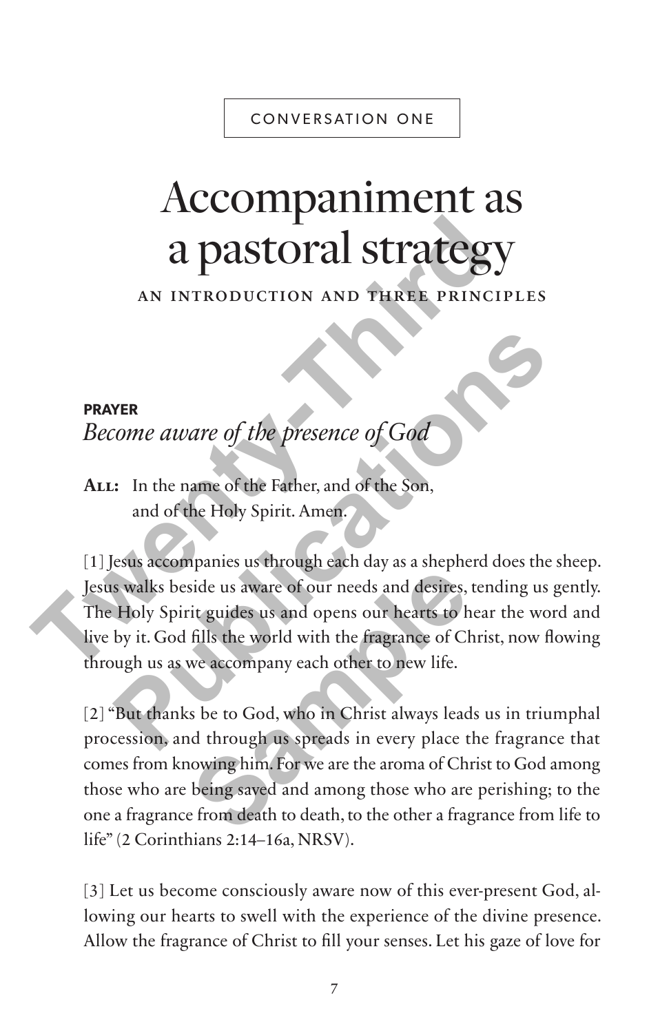CONVERSATION ONE

# Accompaniment as a pastoral strategy

### AN INTRODUCTION AND THREE PRINCIPLES

**PRAYER**

*Become aware of the presence of God*

**All:** In the name of the Father, and of the Son, and of the Holy Spirit. Amen.

[1] Jesus accompanies us through each day as a shepherd does the sheep. Jesus walks beside us aware of our needs and desires, tending us gently. The Holy Spirit guides us and opens our hearts to hear the word and live by it. God fills the world with the fragrance of Christ, now flowing through us as we accompany each other to new life.

[2] "But thanks be to God, who in Christ always leads us in triumphal procession, and through us spreads in every place the fragrance that comes from knowing him. For we are the aroma of Christ to God among those who are being saved and among those who are perishing; to the one a fragrance from death to death, to the other a fragrance from life to life" (2 Corinthians 2:14–16a, NRSV).

[3] Let us become consciously aware now of this ever-present God, allowing our hearts to swell with the experience of the divine presence. Allow the fragrance of Christ to fill your senses. Let his gaze of love for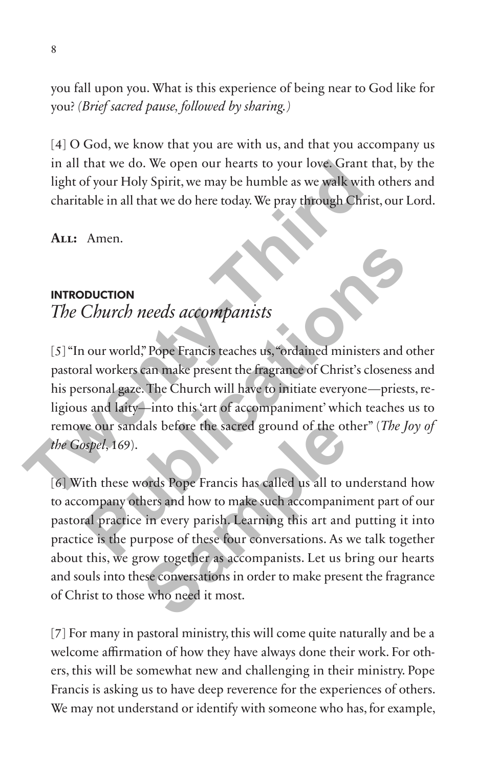you fall upon you. What is this experience of being near to God like for you? *(Brief sacred pause, followed by sharing.)*

[4] O God, we know that you are with us, and that you accompany us in all that we do. We open our hearts to your love. Grant that, by the light of your Holy Spirit, we may be humble as we walk with others and charitable in all that we do here today. We pray through Christ, our Lord.

**All:** Amen.

## INTRODUCTION
## *The Church needs accompanists*

[5] "In our world," Pope Francis teaches us, "ordained ministers and other pastoral workers can make present the fragrance of Christ's closeness and his personal gaze. The Church will have to initiate everyone—priests, religious and laity—into this 'art of accompaniment' which teaches us to remove our sandals before the sacred ground of the other" (*The Joy of the Gospel*, 169).

[6] With these words Pope Francis has called us all to understand how to accompany others and how to make such accompaniment part of our pastoral practice in every parish. Learning this art and putting it into practice is the purpose of these four conversations. As we talk together about this, we grow together as accompanists. Let us bring our hearts and souls into these conversations in order to make present the fragrance of Christ to those who need it most.

[7] For many in pastoral ministry, this will come quite naturally and be a welcome affirmation of how they have always done their work. For others, this will be somewhat new and challenging in their ministry. Pope Francis is asking us to have deep reverence for the experiences of others. We may not understand or identify with someone who has, for example,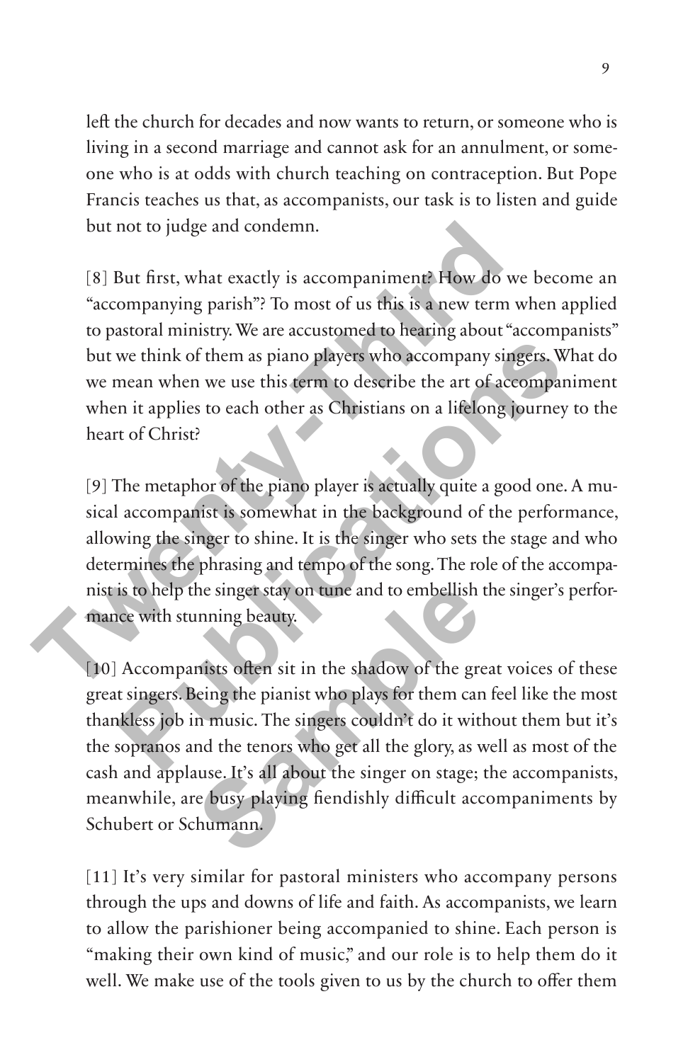left the church for decades and now wants to return, or someone who is living in a second marriage and cannot ask for an annulment, or someone who is at odds with church teaching on contraception. But Pope Francis teaches us that, as accompanists, our task is to listen and guide but not to judge and condemn.

[8] But first, what exactly is accompaniment? How do we become an "accompanying parish"? To most of us this is a new term when applied to pastoral ministry. We are accustomed to hearing about "accompanists" but we think of them as piano players who accompany singers. What do we mean when we use this term to describe the art of accompaniment when it applies to each other as Christians on a lifelong journey to the heart of Christ?

[9] The metaphor of the piano player is actually quite a good one. A musical accompanist is somewhat in the background of the performance, allowing the singer to shine. It is the singer who sets the stage and who determines the phrasing and tempo of the song. The role of the accompanist is to help the singer stay on tune and to embellish the singer's performance with stunning beauty.

[10] Accompanists often sit in the shadow of the great voices of these great singers. Being the pianist who plays for them can feel like the most thankless job in music. The singers couldn't do it without them but it's the sopranos and the tenors who get all the glory, as well as most of the cash and applause. It's all about the singer on stage; the accompanists, meanwhile, are busy playing fiendishly difficult accompaniments by Schubert or Schumann.

[11] It's very similar for pastoral ministers who accompany persons through the ups and downs of life and faith. As accompanists, we learn to allow the parishioner being accompanied to shine. Each person is "making their own kind of music," and our role is to help them do it well. We make use of the tools given to us by the church to offer them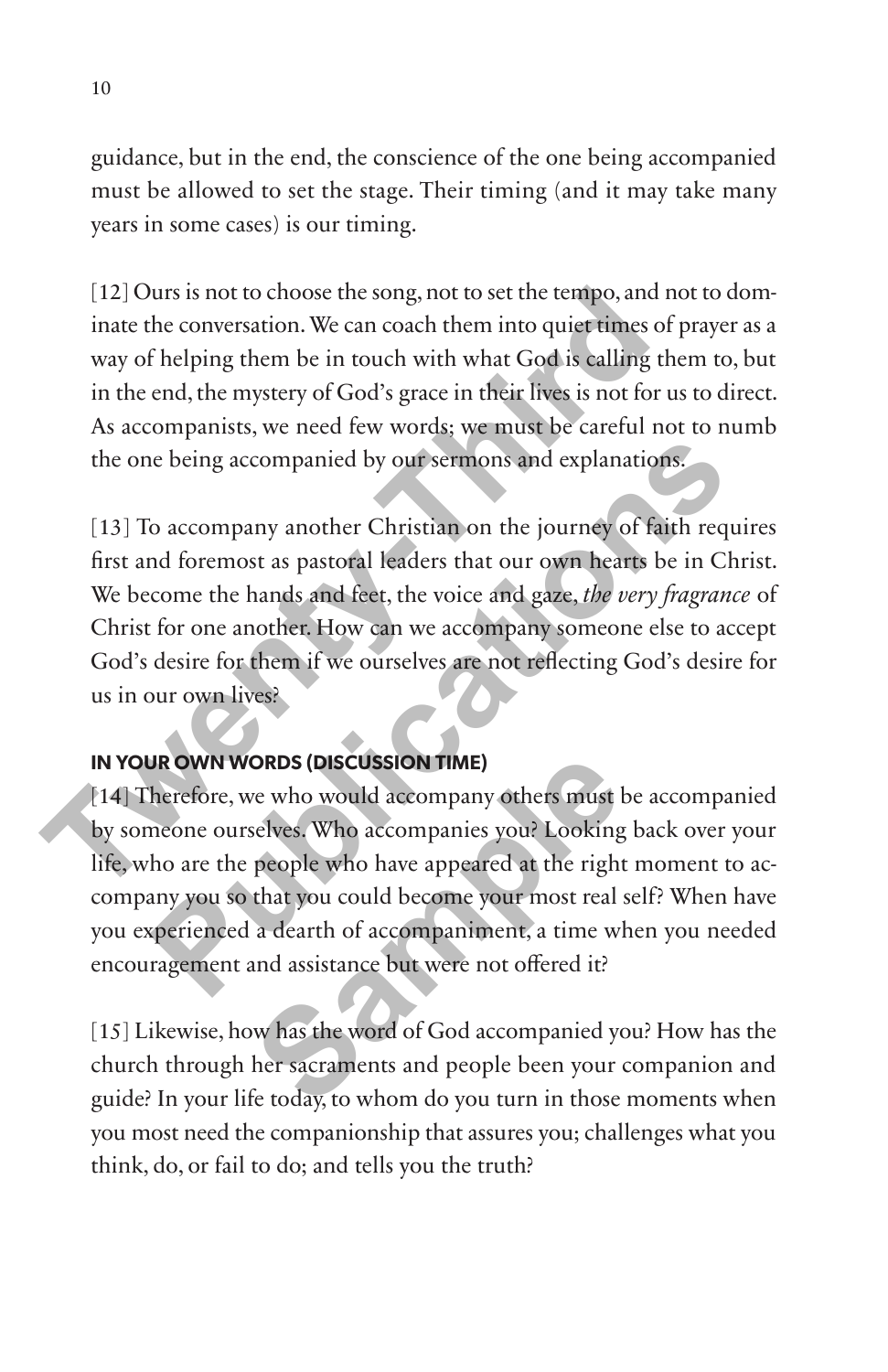guidance, but in the end, the conscience of the one being accompanied must be allowed to set the stage. Their timing (and it may take many years in some cases) is our timing.

[12] Ours is not to choose the song, not to set the tempo, and not to dominate the conversation. We can coach them into quiet times of prayer as a way of helping them be in touch with what God is calling them to, but in the end, the mystery of God's grace in their lives is not for us to direct. As accompanists, we need few words; we must be careful not to numb the one being accompanied by our sermons and explanations.

[13] To accompany another Christian on the journey of faith requires first and foremost as pastoral leaders that our own hearts be in Christ. We become the hands and feet, the voice and gaze, *the very fragrance* of Christ for one another. How can we accompany someone else to accept God's desire for them if we ourselves are not reflecting God's desire for us in our own lives?

### IN YOUR OWN WORDS (DISCUSSION TIME)

[14] Therefore, we who would accompany others must be accompanied by someone ourselves. Who accompanies you? Looking back over your life, who are the people who have appeared at the right moment to accompany you so that you could become your most real self? When have you experienced a dearth of accompaniment, a time when you needed encouragement and assistance but were not offered it?

[15] Likewise, how has the word of God accompanied you? How has the church through her sacraments and people been your companion and guide? In your life today, to whom do you turn in those moments when you most need the companionship that assures you; challenges what you think, do, or fail to do; and tells you the truth?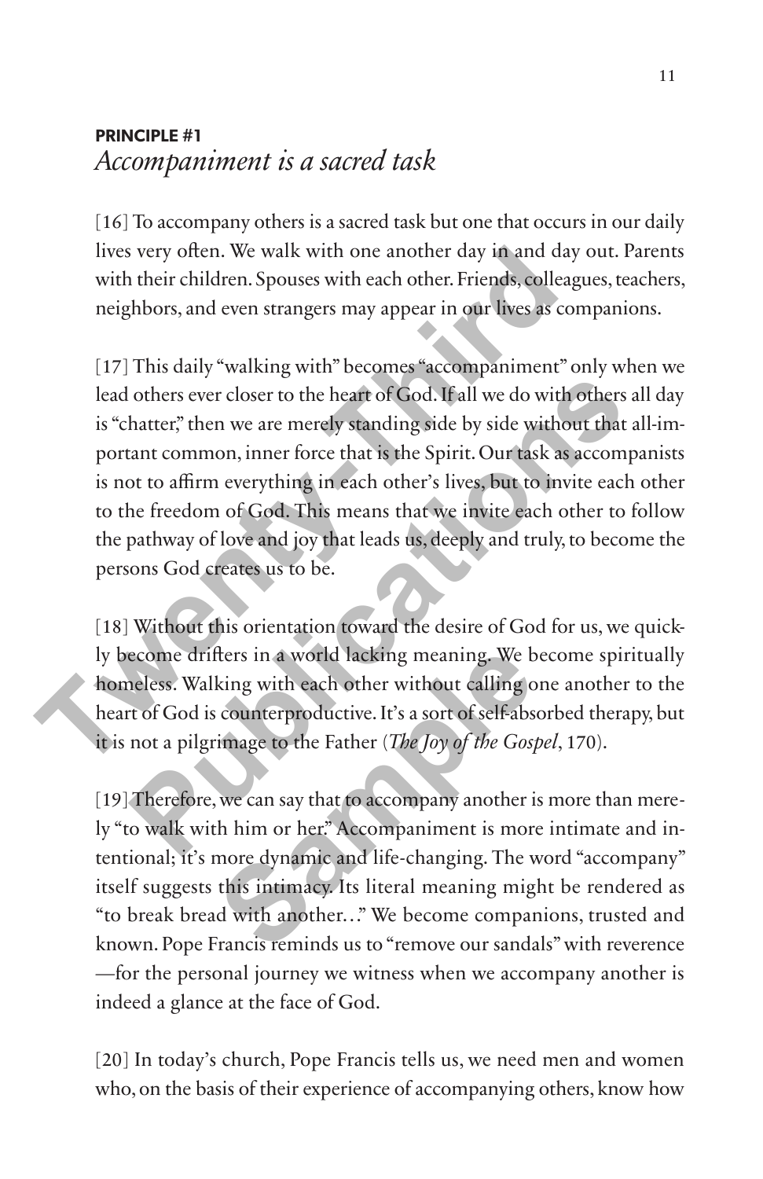## PRINCIPLE #1
### *Accompaniment is a sacred task*

[16] To accompany others is a sacred task but one that occurs in our daily lives very often. We walk with one another day in and day out. Parents with their children. Spouses with each other. Friends, colleagues, teachers, neighbors, and even strangers may appear in our lives as companions.

[17] This daily "walking with" becomes "accompaniment" only when we lead others ever closer to the heart of God. If all we do with others all day is "chatter," then we are merely standing side by side without that all-important common, inner force that is the Spirit. Our task as accompanists is not to affirm everything in each other's lives, but to invite each other to the freedom of God. This means that we invite each other to follow the pathway of love and joy that leads us, deeply and truly, to become the persons God creates us to be.

[18] Without this orientation toward the desire of God for us, we quickly become drifters in a world lacking meaning. We become spiritually homeless. Walking with each other without calling one another to the heart of God is counterproductive. It's a sort of self-absorbed therapy, but it is not a pilgrimage to the Father (*The Joy of the Gospel*, 170).

[19] Therefore, we can say that to accompany another is more than merely "to walk with him or her." Accompaniment is more intimate and intentional; it's more dynamic and life-changing. The word "accompany" itself suggests this intimacy. Its literal meaning might be rendered as "to break bread with another…" We become companions, trusted and known. Pope Francis reminds us to "remove our sandals" with reverence —for the personal journey we witness when we accompany another is indeed a glance at the face of God.

[20] In today's church, Pope Francis tells us, we need men and women who, on the basis of their experience of accompanying others, know how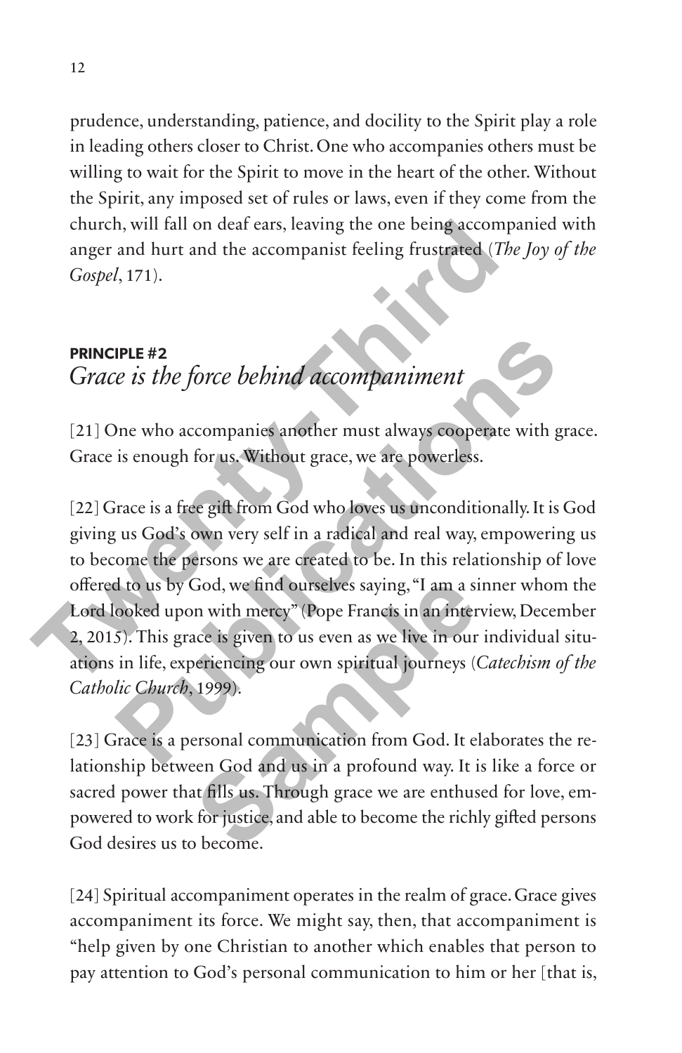prudence, understanding, patience, and docility to the Spirit play a role in leading others closer to Christ. One who accompanies others must be willing to wait for the Spirit to move in the heart of the other. Without the Spirit, any imposed set of rules or laws, even if they come from the church, will fall on deaf ears, leaving the one being accompanied with anger and hurt and the accompanist feeling frustrated (*The Joy of the Gospel*, 171).

## PRINCIPLE #2
## *Grace is the force behind accompaniment*

[21] One who accompanies another must always cooperate with grace. Grace is enough for us. Without grace, we are powerless.

[22] Grace is a free gift from God who loves us unconditionally. It is God giving us God's own very self in a radical and real way, empowering us to become the persons we are created to be. In this relationship of love offered to us by God, we find ourselves saying, "I am a sinner whom the Lord looked upon with mercy" (Pope Francis in an interview, December 2, 2015). This grace is given to us even as we live in our individual situations in life, experiencing our own spiritual journeys (*Catechism of the Catholic Church*, 1999).

[23] Grace is a personal communication from God. It elaborates the relationship between God and us in a profound way. It is like a force or sacred power that fills us. Through grace we are enthused for love, empowered to work for justice, and able to become the richly gifted persons God desires us to become.

[24] Spiritual accompaniment operates in the realm of grace. Grace gives accompaniment its force. We might say, then, that accompaniment is "help given by one Christian to another which enables that person to pay attention to God's personal communication to him or her [that is,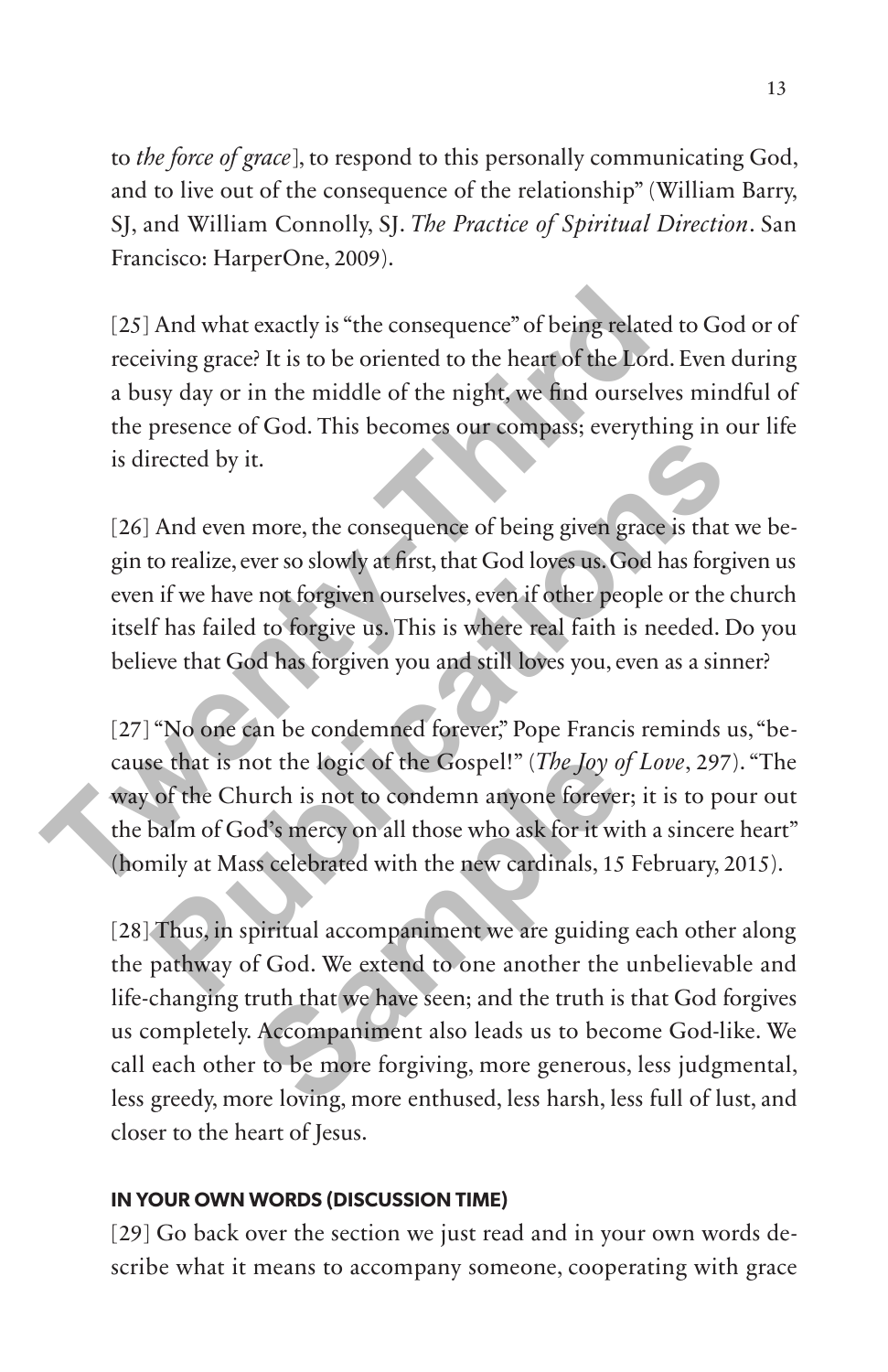to *the force of grace*], to respond to this personally communicating God, and to live out of the consequence of the relationship" (William Barry, SJ, and William Connolly, SJ. *The Practice of Spiritual Direction*. San Francisco: HarperOne, 2009).

[25] And what exactly is "the consequence" of being related to God or of receiving grace? It is to be oriented to the heart of the Lord. Even during a busy day or in the middle of the night, we find ourselves mindful of the presence of God. This becomes our compass; everything in our life is directed by it.

[26] And even more, the consequence of being given grace is that we begin to realize, ever so slowly at first, that God loves us. God has forgiven us even if we have not forgiven ourselves, even if other people or the church itself has failed to forgive us. This is where real faith is needed. Do you believe that God has forgiven you and still loves you, even as a sinner?

[27] "No one can be condemned forever," Pope Francis reminds us, "because that is not the logic of the Gospel!" (*The Joy of Love*, 297). "The way of the Church is not to condemn anyone forever; it is to pour out the balm of God's mercy on all those who ask for it with a sincere heart" (homily at Mass celebrated with the new cardinals, 15 February, 2015).

[28] Thus, in spiritual accompaniment we are guiding each other along the pathway of God. We extend to one another the unbelievable and life-changing truth that we have seen; and the truth is that God forgives us completely. Accompaniment also leads us to become God-like. We call each other to be more forgiving, more generous, less judgmental, less greedy, more loving, more enthused, less harsh, less full of lust, and closer to the heart of Jesus.

#### IN YOUR OWN WORDS (DISCUSSION TIME)

[29] Go back over the section we just read and in your own words describe what it means to accompany someone, cooperating with grace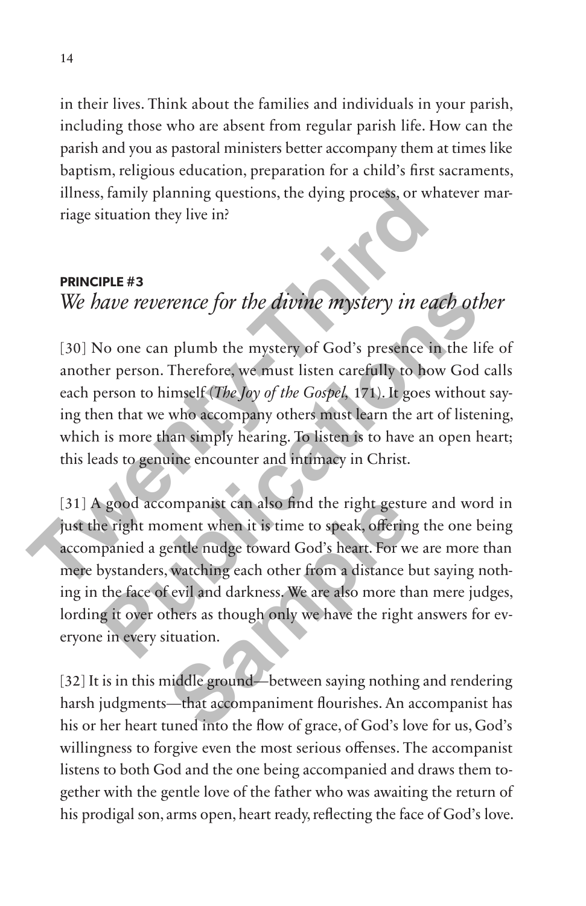in their lives. Think about the families and individuals in your parish, including those who are absent from regular parish life. How can the parish and you as pastoral ministers better accompany them at times like baptism, religious education, preparation for a child's first sacraments, illness, family planning questions, the dying process, or whatever marriage situation they live in?

**PRINCIPLE #3**

## *We have reverence for the divine mystery in each other*

[30] No one can plumb the mystery of God's presence in the life of another person. Therefore, we must listen carefully to how God calls each person to himself (*The Joy of the Gospel,* 171). It goes without saying then that we who accompany others must learn the art of listening, which is more than simply hearing. To listen is to have an open heart; this leads to genuine encounter and intimacy in Christ.

[31] A good accompanist can also find the right gesture and word in just the right moment when it is time to speak, offering the one being accompanied a gentle nudge toward God's heart. For we are more than mere bystanders, watching each other from a distance but saying nothing in the face of evil and darkness. We are also more than mere judges, lording it over others as though only we have the right answers for everyone in every situation.

[32] It is in this middle ground—between saying nothing and rendering harsh judgments—that accompaniment flourishes. An accompanist has his or her heart tuned into the flow of grace, of God's love for us, God's willingness to forgive even the most serious offenses. The accompanist listens to both God and the one being accompanied and draws them together with the gentle love of the father who was awaiting the return of his prodigal son, arms open, heart ready, reflecting the face of God's love.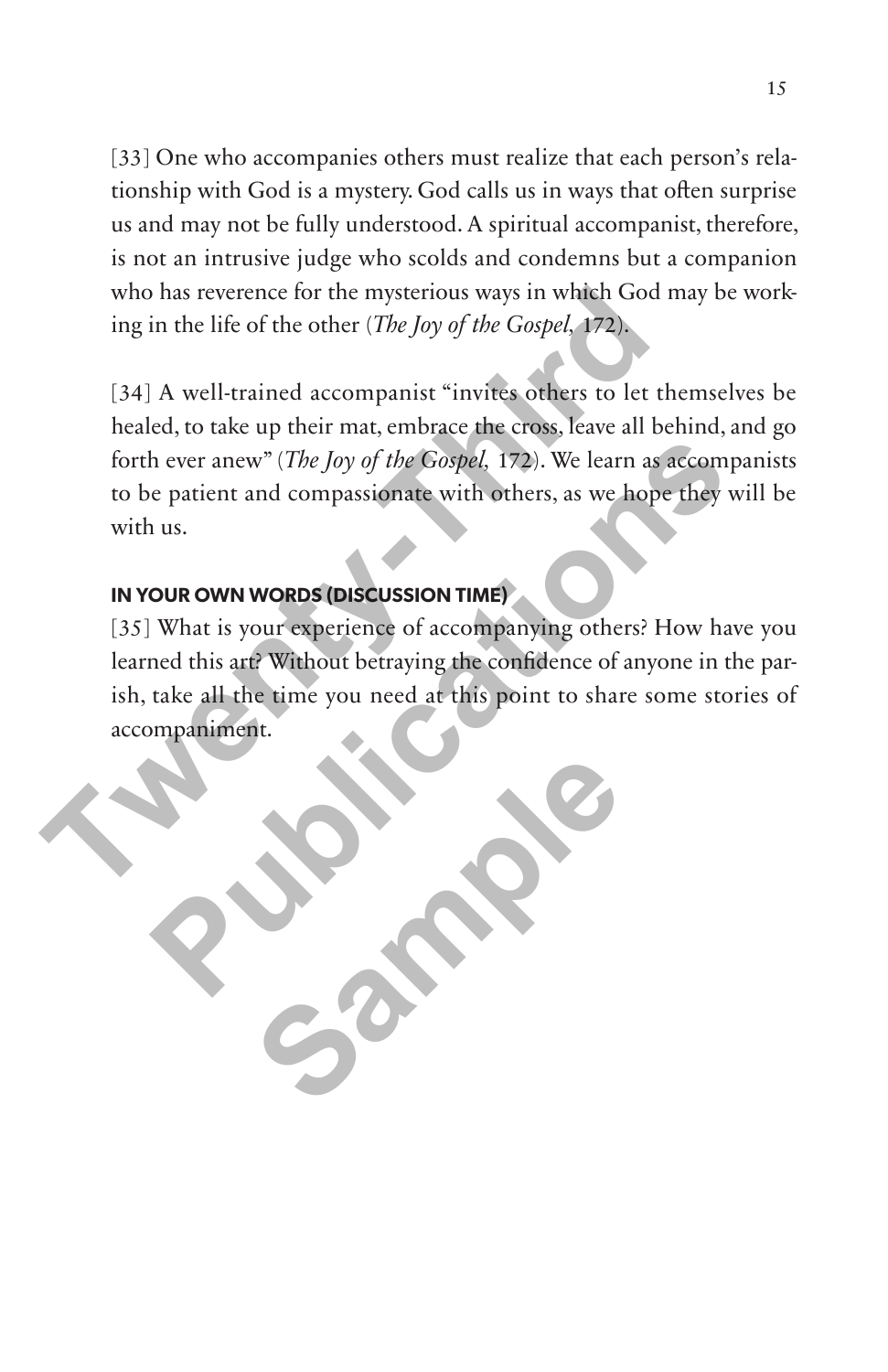[33] One who accompanies others must realize that each person's relationship with God is a mystery. God calls us in ways that often surprise us and may not be fully understood. A spiritual accompanist, therefore, is not an intrusive judge who scolds and condemns but a companion who has reverence for the mysterious ways in which God may be working in the life of the other (*The Joy of the Gospel*, 172).

[34] A well-trained accompanist "invites others to let themselves be healed, to take up their mat, embrace the cross, leave all behind, and go forth ever anew" (*The Joy of the Gospel*, 172). We learn as accompanists to be patient and compassionate with others, as we hope they will be with us.

**IN YOUR OWN WORDS (DISCUSSION TIME)**

[35] What is your experience of accompanying others? How have you learned this art? Without betraying the confidence of anyone in the parish, take all the time you need at this point to share some stories of accompaniment.